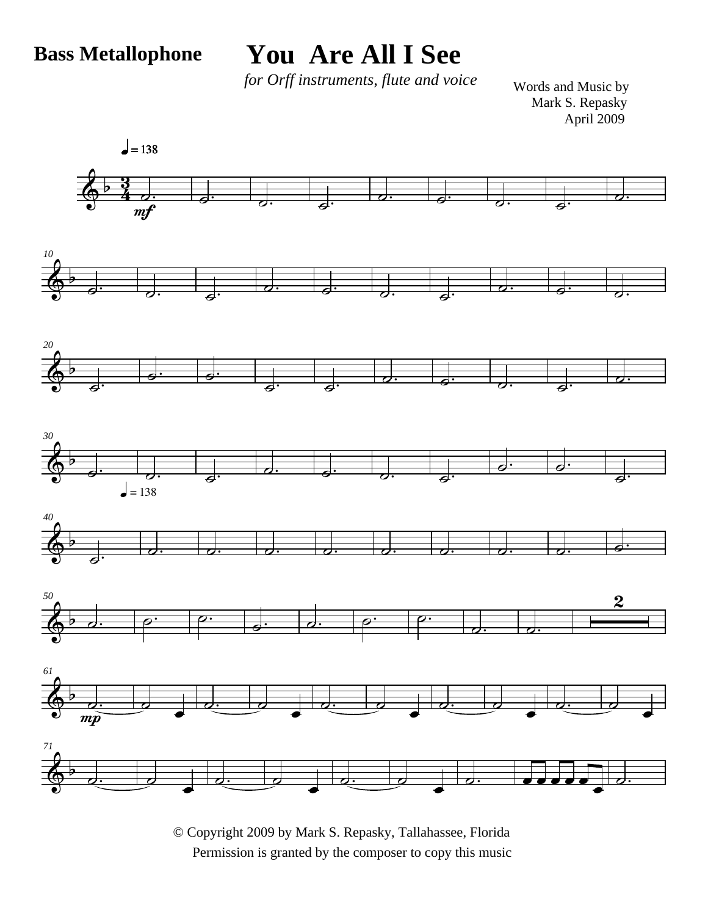**Bass Metallophone**

# You Are All I See

*for Orff instruments, flute and voice*

Words and Music by
Mark S. Repasky
April 2009

© Copyright 2009 by Mark S. Repasky, Tallahassee, Florida
Permission is granted by the composer to copy this music